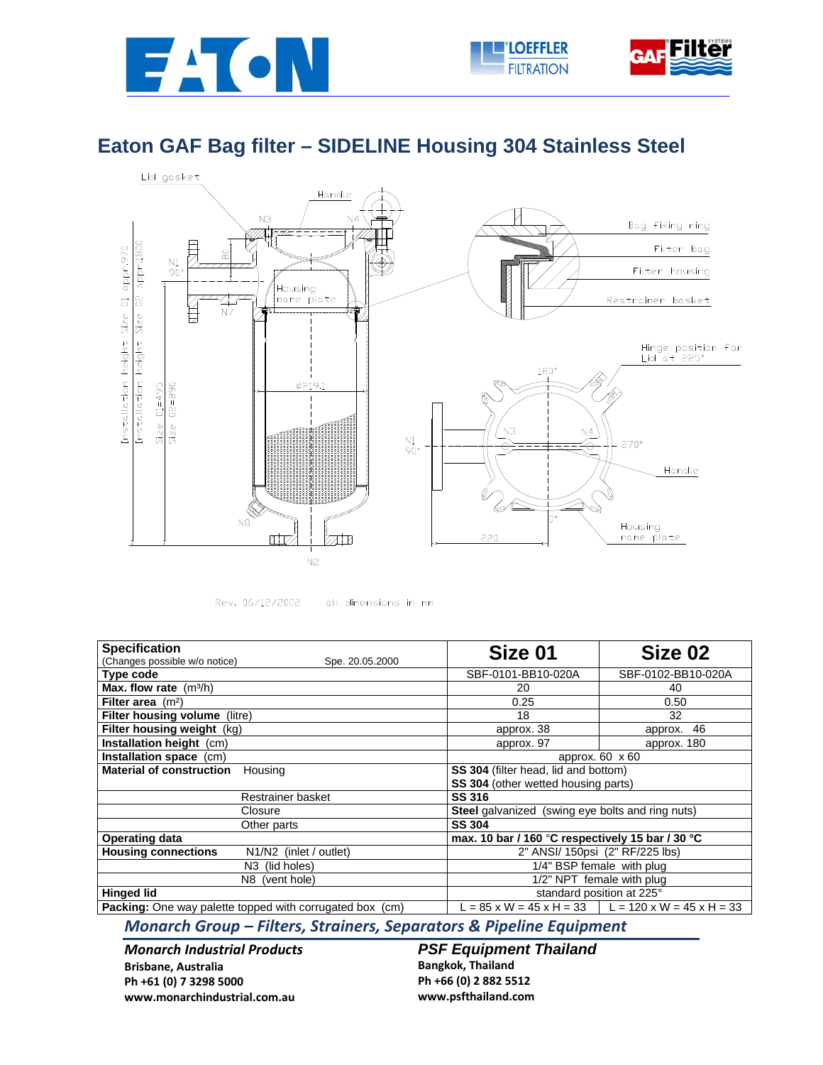# Eaton GAF Bag filter – SIDELINE Housing 304 Stainless Steel

Rev. 06/12/2002 all dimensions in mm

| Specification (Changes possible w/o notice) Spe. 20.05.2000 | | Size 01 | Size 02 |
|---|---|---|---|
| **Type code** | | SBF-0101-BB10-020A | SBF-0102-BB10-020A |
| **Max. flow rate** ($m^3$/h) | | 20 | 40 |
| **Filter area** ($m^2$) | | 0.25 | 0.50 |
| **Filter housing volume** (litre) | | 18 | 32 |
| **Filter housing weight** (kg) | | approx. 38 | approx. 46 |
| **Installation height** (cm) | | approx. 97 | approx. 180 |
| **Installation space** (cm) | | approx. 60 x 60 | |
| **Material of construction** | Housing | **SS 304** (filter head, lid and bottom) **SS 304** (other wetted housing parts) | |
| | Restrainer basket | **SS 316** | |
| | Closure | **Steel** galvanized (swing eye bolts and ring nuts) | |
| | Other parts | **SS 304** | |
| **Operating data** | | **max. 10 bar / 160 °C respectively 15 bar / 30 °C** | |
| **Housing connections** | N1/N2 (inlet / outlet) | 2" ANSI/ 150psi (2" RF/225 lbs) | |
| | N3 (lid holes) | 1/4" BSP female with plug | |
| | N8 (vent hole) | 1/2" NPT female with plug | |
| **Hinged lid** | | standard position at 225° | |
| **Packing:** One way palette topped with corrugated box (cm) | | L = 85 x W = 45 x H = 33 | L = 120 x W = 45 x H = 33 |

***Monarch Group – Filters, Strainers, Separators & Pipeline Equipment***

***Monarch Industrial Products***
**Brisbane, Australia**
**Ph +61 (0) 7 3298 5000**
**www.monarchindustrial.com.au**

***PSF Equipment Thailand***
**Bangkok, Thailand**
**Ph +66 (0) 2 882 5512**
**www.psfthailand.com**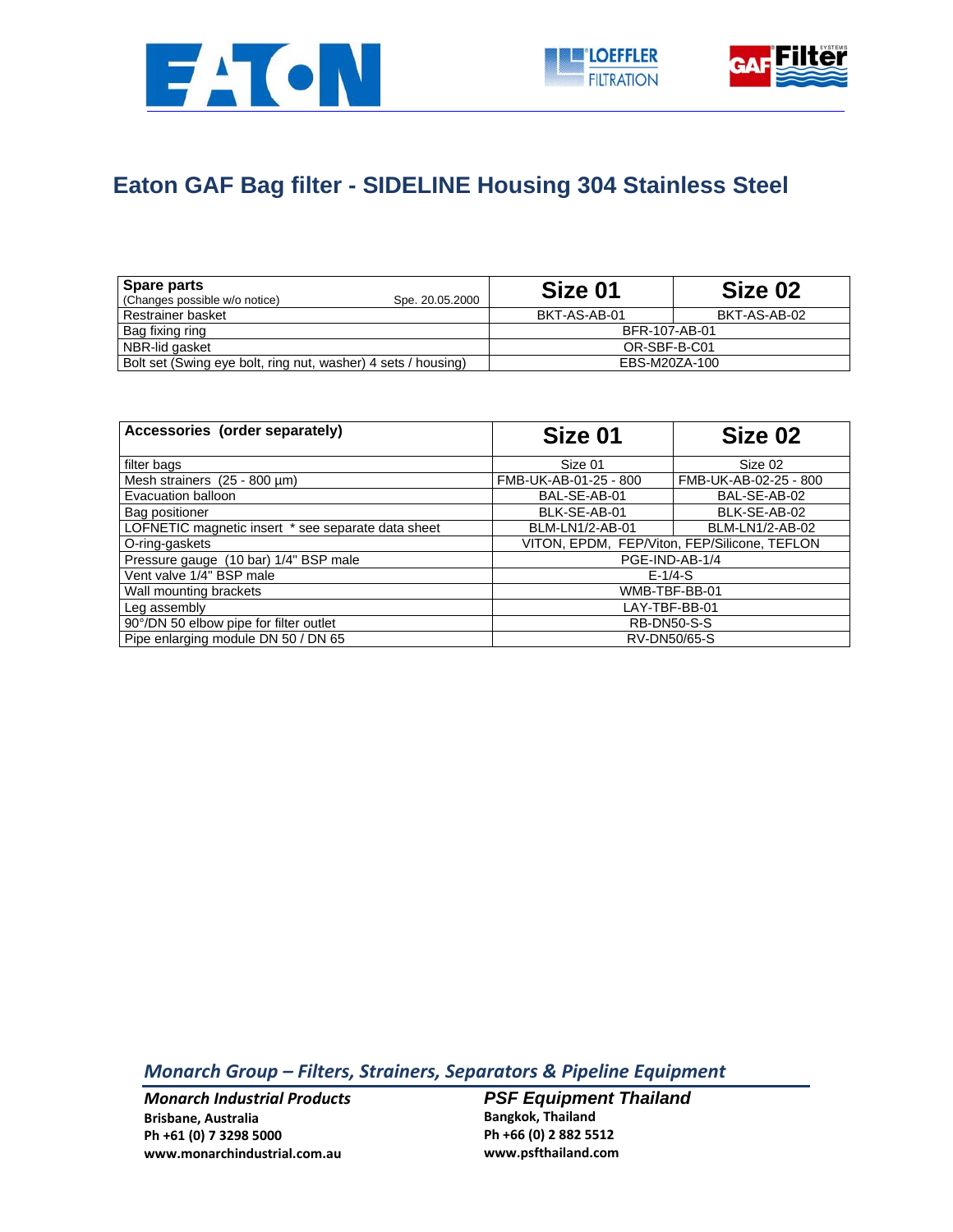# Eaton GAF Bag filter - SIDELINE Housing 304 Stainless Steel

| **Spare parts** (Changes possible w/o notice) Spe. 20.05.2000 | **Size 01** | **Size 02** |
|---|---|---|
| Restrainer basket | BKT-AS-AB-01 | BKT-AS-AB-02 |
| Bag fixing ring | BFR-107-AB-01 | |
| NBR-lid gasket | OR-SBF-B-C01 | |
| Bolt set (Swing eye bolt, ring nut, washer) 4 sets / housing) | EBS-M20ZA-100 | |

| **Accessories (order separately)** | **Size 01** | **Size 02** |
|---|---|---|
| filter bags | Size 01 | Size 02 |
| Mesh strainers (25 - 800 µm) | FMB-UK-AB-01-25 - 800 | FMB-UK-AB-02-25 - 800 |
| Evacuation balloon | BAL-SE-AB-01 | BAL-SE-AB-02 |
| Bag positioner | BLK-SE-AB-01 | BLK-SE-AB-02 |
| LOFNETIC magnetic insert * see separate data sheet | BLM-LN1/2-AB-01 | BLM-LN1/2-AB-02 |
| O-ring-gaskets | VITON, EPDM, FEP/Viton, FEP/Silicone, TEFLON | |
| Pressure gauge (10 bar) 1/4" BSP male | PGE-IND-AB-1/4 | |
| Vent valve 1/4" BSP male | E-1/4-S | |
| Wall mounting brackets | WMB-TBF-BB-01 | |
| Leg assembly | LAY-TBF-BB-01 | |
| 90°/DN 50 elbow pipe for filter outlet | RB-DN50-S-S | |
| Pipe enlarging module DN 50 / DN 65 | RV-DN50/65-S | |

***Monarch Group – Filters, Strainers, Separators & Pipeline Equipment***

***Monarch Industrial Products***
**Brisbane, Australia**
**Ph +61 (0) 7 3298 5000**
**www.monarchindustrial.com.au**

***PSF Equipment Thailand***
**Bangkok, Thailand**
**Ph +66 (0) 2 882 5512**
**www.psfthailand.com**